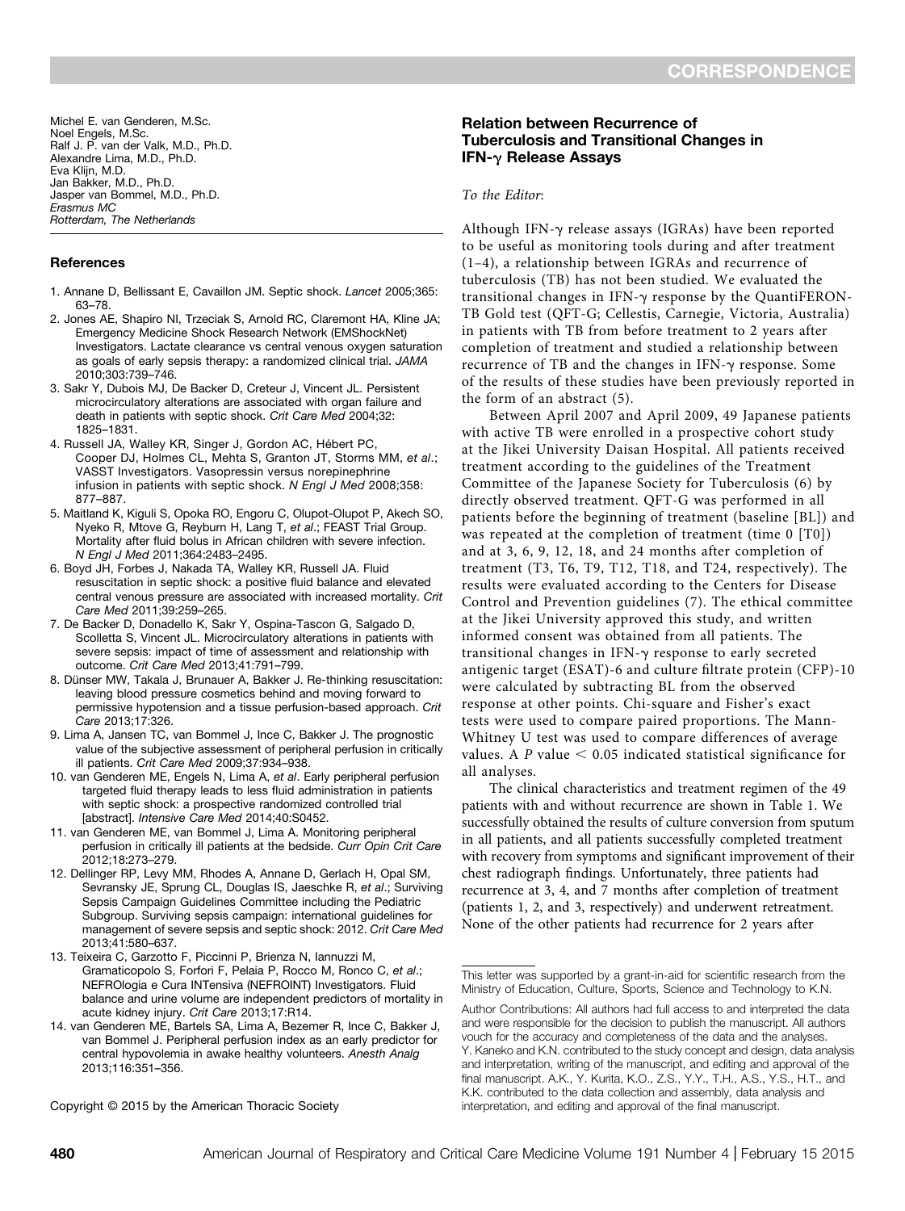Michel E. van Genderen, M.Sc.
Noel Engels, M.Sc.
Ralf J. P. van der Valk, M.D., Ph.D.
Alexandre Lima, M.D., Ph.D.
Eva Klijn, M.D.
Jan Bakker, M.D., Ph.D.
Jasper van Bommel, M.D., Ph.D.
*Erasmus MC*
*Rotterdam, The Netherlands*

## References

1. Annane D, Bellissant E, Cavaillon JM. Septic shock. *Lancet* 2005;365:63–78.
2. Jones AE, Shapiro NI, Trzeciak S, Arnold RC, Claremont HA, Kline JA; Emergency Medicine Shock Research Network (EMShockNet) Investigators. Lactate clearance vs central venous oxygen saturation as goals of early sepsis therapy: a randomized clinical trial. *JAMA* 2010;303:739–746.
3. Sakr Y, Dubois MJ, De Backer D, Creteur J, Vincent JL. Persistent microcirculatory alterations are associated with organ failure and death in patients with septic shock. *Crit Care Med* 2004;32:1825–1831.
4. Russell JA, Walley KR, Singer J, Gordon AC, Hébert PC, Cooper DJ, Holmes CL, Mehta S, Granton JT, Storms MM, *et al.*; VASST Investigators. Vasopressin versus norepinephrine infusion in patients with septic shock. *N Engl J Med* 2008;358:877–887.
5. Maitland K, Kiguli S, Opoka RO, Engoru C, Olupot-Olupot P, Akech SO, Nyeko R, Mtove G, Reyburn H, Lang T, *et al.*; FEAST Trial Group. Mortality after fluid bolus in African children with severe infection. *N Engl J Med* 2011;364:2483–2495.
6. Boyd JH, Forbes J, Nakada TA, Walley KR, Russell JA. Fluid resuscitation in septic shock: a positive fluid balance and elevated central venous pressure are associated with increased mortality. *Crit Care Med* 2011;39:259–265.
7. De Backer D, Donadello K, Sakr Y, Ospina-Tascon G, Salgado D, Scolletta S, Vincent JL. Microcirculatory alterations in patients with severe sepsis: impact of time of assessment and relationship with outcome. *Crit Care Med* 2013;41:791–799.
8. Dünser MW, Takala J, Brunauer A, Bakker J. Re-thinking resuscitation: leaving blood pressure cosmetics behind and moving forward to permissive hypotension and a tissue perfusion-based approach. *Crit Care* 2013;17:326.
9. Lima A, Jansen TC, van Bommel J, Ince C, Bakker J. The prognostic value of the subjective assessment of peripheral perfusion in critically ill patients. *Crit Care Med* 2009;37:934–938.
10. van Genderen ME, Engels N, Lima A, *et al*. Early peripheral perfusion targeted fluid therapy leads to less fluid administration in patients with septic shock: a prospective randomized controlled trial [abstract]. *Intensive Care Med* 2014;40:S0452.
11. van Genderen ME, van Bommel J, Lima A. Monitoring peripheral perfusion in critically ill patients at the bedside. *Curr Opin Crit Care* 2012;18:273–279.
12. Dellinger RP, Levy MM, Rhodes A, Annane D, Gerlach H, Opal SM, Sevransky JE, Sprung CL, Douglas IS, Jaeschke R, *et al.*; Surviving Sepsis Campaign Guidelines Committee including the Pediatric Subgroup. Surviving sepsis campaign: international guidelines for management of severe sepsis and septic shock: 2012. *Crit Care Med* 2013;41:580–637.
13. Teixeira C, Garzotto F, Piccinni P, Brienza N, Iannuzzi M, Gramaticopolo S, Forfori F, Pelaia P, Rocco M, Ronco C, *et al.*; NEFROlogia e Cura INTensiva (NEFROINT) Investigators. Fluid balance and urine volume are independent predictors of mortality in acute kidney injury. *Crit Care* 2013;17:R14.
14. van Genderen ME, Bartels SA, Lima A, Bezemer R, Ince C, Bakker J, van Bommel J. Peripheral perfusion index as an early predictor for central hypovolemia in awake healthy volunteers. *Anesth Analg* 2013;116:351–356.

Copyright © 2015 by the American Thoracic Society

## Relation between Recurrence of Tuberculosis and Transitional Changes in IFN-γ Release Assays

*To the Editor*:

Although IFN-γ release assays (IGRAs) have been reported to be useful as monitoring tools during and after treatment (1–4), a relationship between IGRAs and recurrence of tuberculosis (TB) has not been studied. We evaluated the transitional changes in IFN-γ response by the QuantiFERON-TB Gold test (QFT-G; Cellestis, Carnegie, Victoria, Australia) in patients with TB from before treatment to 2 years after completion of treatment and studied a relationship between recurrence of TB and the changes in IFN-γ response. Some of the results of these studies have been previously reported in the form of an abstract (5).

Between April 2007 and April 2009, 49 Japanese patients with active TB were enrolled in a prospective cohort study at the Jikei University Daisan Hospital. All patients received treatment according to the guidelines of the Treatment Committee of the Japanese Society for Tuberculosis (6) by directly observed treatment. QFT-G was performed in all patients before the beginning of treatment (baseline [BL]) and was repeated at the completion of treatment (time 0 [T0]) and at 3, 6, 9, 12, 18, and 24 months after completion of treatment (T3, T6, T9, T12, T18, and T24, respectively). The results were evaluated according to the Centers for Disease Control and Prevention guidelines (7). The ethical committee at the Jikei University approved this study, and written informed consent was obtained from all patients. The transitional changes in IFN-γ response to early secreted antigenic target (ESAT)-6 and culture filtrate protein (CFP)-10 were calculated by subtracting BL from the observed response at other points. Chi-square and Fisher's exact tests were used to compare paired proportions. The Mann-Whitney U test was used to compare differences of average values. A $P$ value $< 0.05$ indicated statistical significance for all analyses.

The clinical characteristics and treatment regimen of the 49 patients with and without recurrence are shown in Table 1. We successfully obtained the results of culture conversion from sputum in all patients, and all patients successfully completed treatment with recovery from symptoms and significant improvement of their chest radiograph findings. Unfortunately, three patients had recurrence at 3, 4, and 7 months after completion of treatment (patients 1, 2, and 3, respectively) and underwent retreatment. None of the other patients had recurrence for 2 years after

This letter was supported by a grant-in-aid for scientific research from the Ministry of Education, Culture, Sports, Science and Technology to K.N.

Author Contributions: All authors had full access to and interpreted the data and were responsible for the decision to publish the manuscript. All authors vouch for the accuracy and completeness of the data and the analyses. Y. Kaneko and K.N. contributed to the study concept and design, data analysis and interpretation, writing of the manuscript, and editing and approval of the final manuscript. A.K., Y. Kurita, K.O., Z.S., Y.Y., T.H., A.S., Y.S., H.T., and K.K. contributed to the data collection and assembly, data analysis and interpretation, and editing and approval of the final manuscript.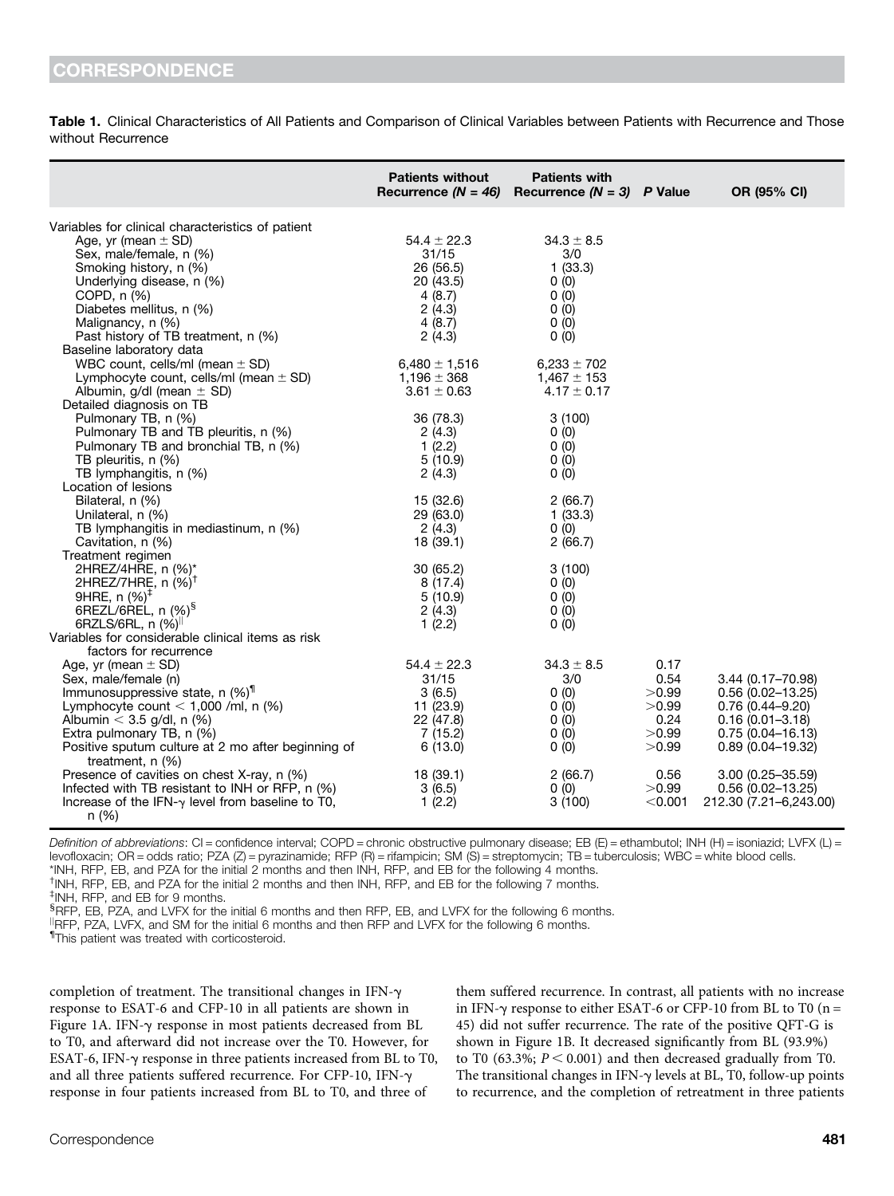**Table 1.** Clinical Characteristics of All Patients and Comparison of Clinical Variables between Patients with Recurrence and Those without Recurrence

| | Patients without Recurrence (*N = 46*) | Patients with Recurrence (*N = 3*) | *P* Value | OR (95% CI) |
|---|---|---|---|---|
| Variables for clinical characteristics of patient | | | | |
| Age, yr (mean ± SD) | 54.4 ± 22.3 | 34.3 ± 8.5 | | |
| Sex, male/female, n (%) | 31/15 | 3/0 | | |
| Smoking history, n (%) | 26 (56.5) | 1 (33.3) | | |
| Underlying disease, n (%) | 20 (43.5) | 0 (0) | | |
| COPD, n (%) | 4 (8.7) | 0 (0) | | |
| Diabetes mellitus, n (%) | 2 (4.3) | 0 (0) | | |
| Malignancy, n (%) | 4 (8.7) | 0 (0) | | |
| Past history of TB treatment, n (%) | 2 (4.3) | 0 (0) | | |
| Baseline laboratory data | | | | |
| WBC count, cells/ml (mean ± SD) | 6,480 ± 1,516 | 6,233 ± 702 | | |
| Lymphocyte count, cells/ml (mean ± SD) | 1,196 ± 368 | 1,467 ± 153 | | |
| Albumin, g/dl (mean ± SD) | 3.61 ± 0.63 | 4.17 ± 0.17 | | |
| Detailed diagnosis on TB | | | | |
| Pulmonary TB, n (%) | 36 (78.3) | 3 (100) | | |
| Pulmonary TB and TB pleuritis, n (%) | 2 (4.3) | 0 (0) | | |
| Pulmonary TB and bronchial TB, n (%) | 1 (2.2) | 0 (0) | | |
| TB pleuritis, n (%) | 5 (10.9) | 0 (0) | | |
| TB lymphangitis, n (%) | 2 (4.3) | 0 (0) | | |
| Location of lesions | | | | |
| Bilateral, n (%) | 15 (32.6) | 2 (66.7) | | |
| Unilateral, n (%) | 29 (63.0) | 1 (33.3) | | |
| TB lymphangitis in mediastinum, n (%) | 2 (4.3) | 0 (0) | | |
| Cavitation, n (%) | 18 (39.1) | 2 (66.7) | | |
| Treatment regimen | | | | |
| 2HREZ/4HRE, n (%)* | 30 (65.2) | 3 (100) | | |
| 2HREZ/7HRE, n (%)[†] | 8 (17.4) | 0 (0) | | |
| 9HRE, n (%)[‡] | 5 (10.9) | 0 (0) | | |
| 6REZL/6REL, n (%)[§] | 2 (4.3) | 0 (0) | | |
| 6RZLS/6RL, n (%)[‖] | 1 (2.2) | 0 (0) | | |
| Variables for considerable clinical items as risk factors for recurrence | | | | |
| Age, yr (mean ± SD) | 54.4 ± 22.3 | 34.3 ± 8.5 | 0.17 | |
| Sex, male/female (n) | 31/15 | 3/0 | 0.54 | 3.44 (0.17–70.98) |
| Immunosuppressive state, n (%)[¶] | 3 (6.5) | 0 (0) | >0.99 | 0.56 (0.02–13.25) |
| Lymphocyte count < 1,000 /ml, n (%) | 11 (23.9) | 0 (0) | >0.99 | 0.76 (0.44–9.20) |
| Albumin < 3.5 g/dl, n (%) | 22 (47.8) | 0 (0) | 0.24 | 0.16 (0.01–3.18) |
| Extra pulmonary TB, n (%) | 7 (15.2) | 0 (0) | >0.99 | 0.75 (0.04–16.13) |
| Positive sputum culture at 2 mo after beginning of treatment, n (%) | 6 (13.0) | 0 (0) | >0.99 | 0.89 (0.04–19.32) |
| Presence of cavities on chest X-ray, n (%) | 18 (39.1) | 2 (66.7) | 0.56 | 3.00 (0.25–35.59) |
| Infected with TB resistant to INH or RFP, n (%) | 3 (6.5) | 0 (0) | >0.99 | 0.56 (0.02–13.25) |
| Increase of the IFN-γ level from baseline to T0, n (%) | 1 (2.2) | 3 (100) | <0.001 | 212.30 (7.21–6,243.00) |

*Definition of abbreviations*: CI = confidence interval; COPD = chronic obstructive pulmonary disease; EB (E) = ethambutol; INH (H) = isoniazid; LVFX (L) = levofloxacin; OR = odds ratio; PZA (Z) = pyrazinamide; RFP (R) = rifampicin; SM (S) = streptomycin; TB = tuberculosis; WBC = white blood cells.
*INH, RFP, EB, and PZA for the initial 2 months and then INH, RFP, and EB for the following 4 months.
[†]INH, RFP, EB, and PZA for the initial 2 months and then INH, RFP, and EB for the following 7 months.
[‡]INH, RFP, and EB for 9 months.
[§]RFP, EB, PZA, and LVFX for the initial 6 months and then RFP, EB, and LVFX for the following 6 months.
[‖]RFP, PZA, LVFX, and SM for the initial 6 months and then RFP and LVFX for the following 6 months.
[¶]This patient was treated with corticosteroid.

completion of treatment. The transitional changes in IFN-γ response to ESAT-6 and CFP-10 in all patients are shown in Figure 1A. IFN-γ response in most patients decreased from BL to T0, and afterward did not increase over the T0. However, for ESAT-6, IFN-γ response in three patients increased from BL to T0, and all three patients suffered recurrence. For CFP-10, IFN-γ response in four patients increased from BL to T0, and three of them suffered recurrence. In contrast, all patients with no increase in IFN-γ response to either ESAT-6 or CFP-10 from BL to T0 (n = 45) did not suffer recurrence. The rate of the positive QFT-G is shown in Figure 1B. It decreased significantly from BL (93.9%) to T0 (63.3%; $P < 0.001$) and then decreased gradually from T0. The transitional changes in IFN-γ levels at BL, T0, follow-up points to recurrence, and the completion of retreatment in three patients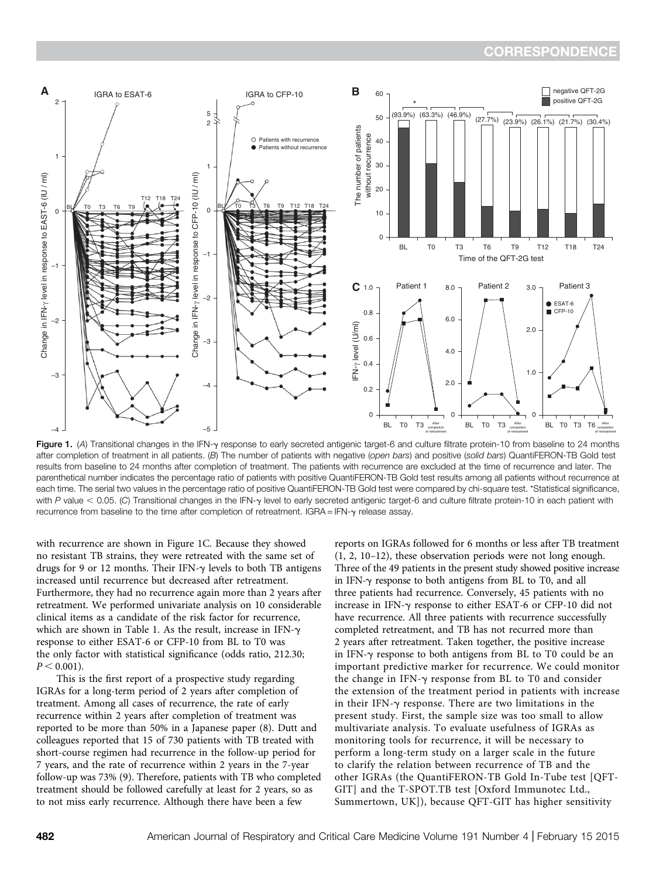Figure 1. (A) Transitional changes in the IFN-γ response to early secreted antigenic target-6 and culture filtrate protein-10 from baseline to 24 months after completion of treatment in all patients. (B) The number of patients with negative (*open bars*) and positive (*solid bars*) QuantiFERON-TB Gold test results from baseline to 24 months after completion of treatment. The patients with recurrence are excluded at the time of recurrence and later. The parenthetical number indicates the percentage ratio of patients with positive QuantiFERON-TB Gold test results among all patients without recurrence at each time. The serial two values in the percentage ratio of positive QuantiFERON-TB Gold test were compared by chi-square test. *Statistical significance, with $P$ value $< 0.05$. (C) Transitional changes in the IFN-γ level to early secreted antigenic target-6 and culture filtrate protein-10 in each patient with recurrence from baseline to the time after completion of retreatment. IGRA = IFN-γ release assay.

with recurrence are shown in Figure 1C. Because they showed no resistant TB strains, they were retreated with the same set of drugs for 9 or 12 months. Their IFN-γ levels to both TB antigens increased until recurrence but decreased after retreatment. Furthermore, they had no recurrence again more than 2 years after retreatment. We performed univariate analysis on 10 considerable clinical items as a candidate of the risk factor for recurrence, which are shown in Table 1. As the result, increase in IFN-γ response to either ESAT-6 or CFP-10 from BL to T0 was the only factor with statistical significance (odds ratio, 212.30; $P < 0.001$).

This is the first report of a prospective study regarding IGRAs for a long-term period of 2 years after completion of treatment. Among all cases of recurrence, the rate of early recurrence within 2 years after completion of treatment was reported to be more than 50% in a Japanese paper (8). Dutt and colleagues reported that 15 of 730 patients with TB treated with short-course regimen had recurrence in the follow-up period for 7 years, and the rate of recurrence within 2 years in the 7-year follow-up was 73% (9). Therefore, patients with TB who completed treatment should be followed carefully at least for 2 years, so as to not miss early recurrence. Although there have been a few reports on IGRAs followed for 6 months or less after TB treatment (1, 2, 10–12), these observation periods were not long enough. Three of the 49 patients in the present study showed positive increase in IFN-γ response to both antigens from BL to T0, and all three patients had recurrence. Conversely, 45 patients with no increase in IFN-γ response to either ESAT-6 or CFP-10 did not have recurrence. All three patients with recurrence successfully completed retreatment, and TB has not recurred more than 2 years after retreatment. Taken together, the positive increase in IFN-γ response to both antigens from BL to T0 could be an important predictive marker for recurrence. We could monitor the change in IFN-γ response from BL to T0 and consider the extension of the treatment period in patients with increase in their IFN-γ response. There are two limitations in the present study. First, the sample size was too small to allow multivariate analysis. To evaluate usefulness of IGRAs as monitoring tools for recurrence, it will be necessary to perform a long-term study on a larger scale in the future to clarify the relation between recurrence of TB and the other IGRAs (the QuantiFERON-TB Gold In-Tube test [QFT-GIT] and the T-SPOT.TB test [Oxford Immunotec Ltd., Summertown, UK]), because QFT-GIT has higher sensitivity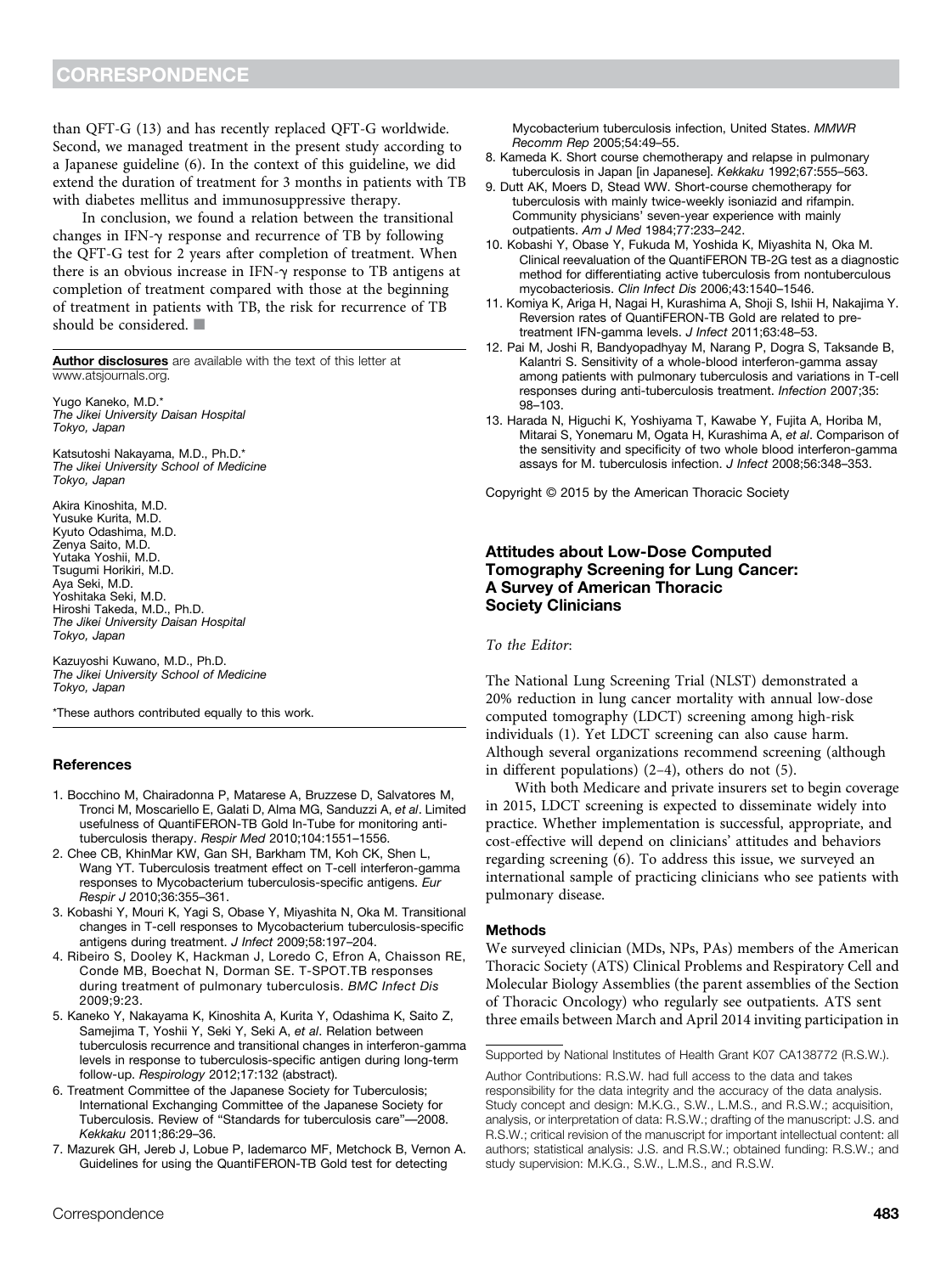than QFT-G (13) and has recently replaced QFT-G worldwide. Second, we managed treatment in the present study according to a Japanese guideline (6). In the context of this guideline, we did extend the duration of treatment for 3 months in patients with TB with diabetes mellitus and immunosuppressive therapy.

In conclusion, we found a relation between the transitional changes in IFN-γ response and recurrence of TB by following the QFT-G test for 2 years after completion of treatment. When there is an obvious increase in IFN-γ response to TB antigens at completion of treatment compared with those at the beginning of treatment in patients with TB, the risk for recurrence of TB should be considered. ■

**Author disclosures** are available with the text of this letter at www.atsjournals.org.

Yugo Kaneko, M.D.*
*The Jikei University Daisan Hospital*
*Tokyo, Japan*

Katsutoshi Nakayama, M.D., Ph.D.*
*The Jikei University School of Medicine*
*Tokyo, Japan*

Akira Kinoshita, M.D.
Yusuke Kurita, M.D.
Kyuto Odashima, M.D.
Zenya Saito, M.D.
Yutaka Yoshii, M.D.
Tsugumi Horikiri, M.D.
Aya Seki, M.D.
Yoshitaka Seki, M.D.
Hiroshi Takeda, M.D., Ph.D.
*The Jikei University Daisan Hospital*
*Tokyo, Japan*

Kazuyoshi Kuwano, M.D., Ph.D.
*The Jikei University School of Medicine*
*Tokyo, Japan*

*These authors contributed equally to this work.

## References

1. Bocchino M, Chairadonna P, Matarese A, Bruzzese D, Salvatores M, Tronci M, Moscariello E, Galati D, Alma MG, Sanduzzi A, *et al*. Limited usefulness of QuantiFERON-TB Gold In-Tube for monitoring anti-tuberculosis therapy. *Respir Med* 2010;104:1551–1556.
2. Chee CB, KhinMar KW, Gan SH, Barkham TM, Koh CK, Shen L, Wang YT. Tuberculosis treatment effect on T-cell interferon-gamma responses to Mycobacterium tuberculosis-specific antigens. *Eur Respir J* 2010;36:355–361.
3. Kobashi Y, Mouri K, Yagi S, Obase Y, Miyashita N, Oka M. Transitional changes in T-cell responses to Mycobacterium tuberculosis-specific antigens during treatment. *J Infect* 2009;58:197–204.
4. Ribeiro S, Dooley K, Hackman J, Loredo C, Efron A, Chaisson RE, Conde MB, Boechat N, Dorman SE. T-SPOT.TB responses during treatment of pulmonary tuberculosis. *BMC Infect Dis* 2009;9:23.
5. Kaneko Y, Nakayama K, Kinoshita A, Kurita Y, Odashima K, Saito Z, Samejima T, Yoshii Y, Seki Y, Seki A, *et al*. Relation between tuberculosis recurrence and transitional changes in interferon-gamma levels in response to tuberculosis-specific antigen during long-term follow-up. *Respirology* 2012;17:132 (abstract).
6. Treatment Committee of the Japanese Society for Tuberculosis; International Exchanging Committee of the Japanese Society for Tuberculosis. Review of "Standards for tuberculosis care"—2008. *Kekkaku* 2011;86:29–36.
7. Mazurek GH, Jereb J, Lobue P, Iademarco MF, Metchock B, Vernon A. Guidelines for using the QuantiFERON-TB Gold test for detecting Mycobacterium tuberculosis infection, United States. *MMWR Recomm Rep* 2005;54:49–55.
8. Kameda K. Short course chemotherapy and relapse in pulmonary tuberculosis in Japan [in Japanese]. *Kekkaku* 1992;67:555–563.
9. Dutt AK, Moers D, Stead WW. Short-course chemotherapy for tuberculosis with mainly twice-weekly isoniazid and rifampin. Community physicians' seven-year experience with mainly outpatients. *Am J Med* 1984;77:233–242.
10. Kobashi Y, Obase Y, Fukuda M, Yoshida K, Miyashita N, Oka M. Clinical reevaluation of the QuantiFERON TB-2G test as a diagnostic method for differentiating active tuberculosis from nontuberculous mycobacteriosis. *Clin Infect Dis* 2006;43:1540–1546.
11. Komiya K, Ariga H, Nagai H, Kurashima A, Shoji S, Ishii H, Nakajima Y. Reversion rates of QuantiFERON-TB Gold are related to pre-treatment IFN-gamma levels. *J Infect* 2011;63:48–53.
12. Pai M, Joshi R, Bandyopadhyay M, Narang P, Dogra S, Taksande B, Kalantri S. Sensitivity of a whole-blood interferon-gamma assay among patients with pulmonary tuberculosis and variations in T-cell responses during anti-tuberculosis treatment. *Infection* 2007;35:98–103.
13. Harada N, Higuchi K, Yoshiyama T, Kawabe Y, Fujita A, Horiba M, Mitarai S, Yonemaru M, Ogata H, Kurashima A, *et al*. Comparison of the sensitivity and specificity of two whole blood interferon-gamma assays for M. tuberculosis infection. *J Infect* 2008;56:348–353.

Copyright © 2015 by the American Thoracic Society

# Attitudes about Low-Dose Computed Tomography Screening for Lung Cancer: A Survey of American Thoracic Society Clinicians

*To the Editor*:

The National Lung Screening Trial (NLST) demonstrated a 20% reduction in lung cancer mortality with annual low-dose computed tomography (LDCT) screening among high-risk individuals (1). Yet LDCT screening can also cause harm. Although several organizations recommend screening (although in different populations) (2–4), others do not (5).

With both Medicare and private insurers set to begin coverage in 2015, LDCT screening is expected to disseminate widely into practice. Whether implementation is successful, appropriate, and cost-effective will depend on clinicians' attitudes and behaviors regarding screening (6). To address this issue, we surveyed an international sample of practicing clinicians who see patients with pulmonary disease.

## Methods

We surveyed clinician (MDs, NPs, PAs) members of the American Thoracic Society (ATS) Clinical Problems and Respiratory Cell and Molecular Biology Assemblies (the parent assemblies of the Section of Thoracic Oncology) who regularly see outpatients. ATS sent three emails between March and April 2014 inviting participation in

Supported by National Institutes of Health Grant K07 CA138772 (R.S.W.).

Author Contributions: R.S.W. had full access to the data and takes responsibility for the data integrity and the accuracy of the data analysis. Study concept and design: M.K.G., S.W., L.M.S., and R.S.W.; acquisition, analysis, or interpretation of data: R.S.W.; drafting of the manuscript: J.S. and R.S.W.; critical revision of the manuscript for important intellectual content: all authors; statistical analysis: J.S. and R.S.W.; obtained funding: R.S.W.; and study supervision: M.K.G., S.W., L.M.S., and R.S.W.